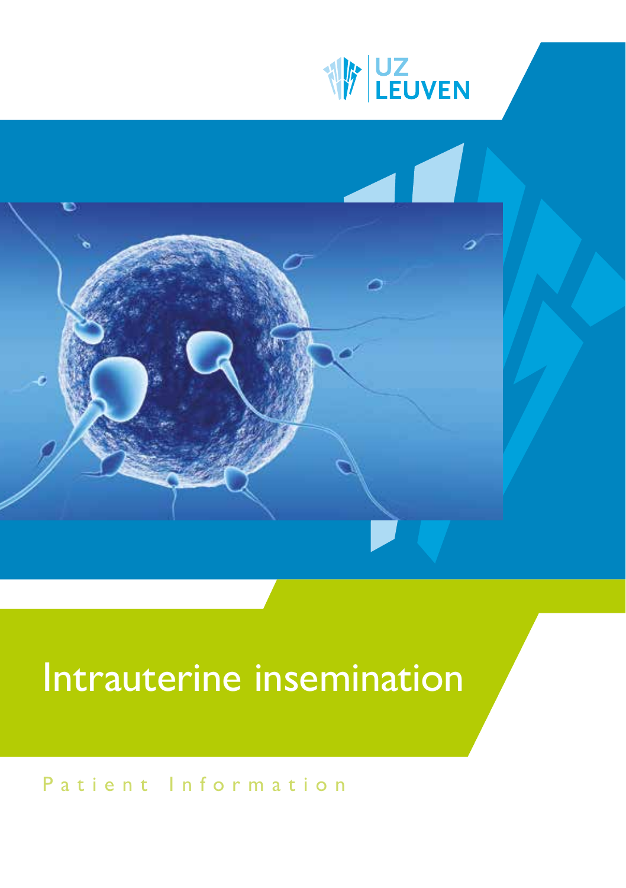UZ LEUVEN

# Intrauterine insemination

Patient Information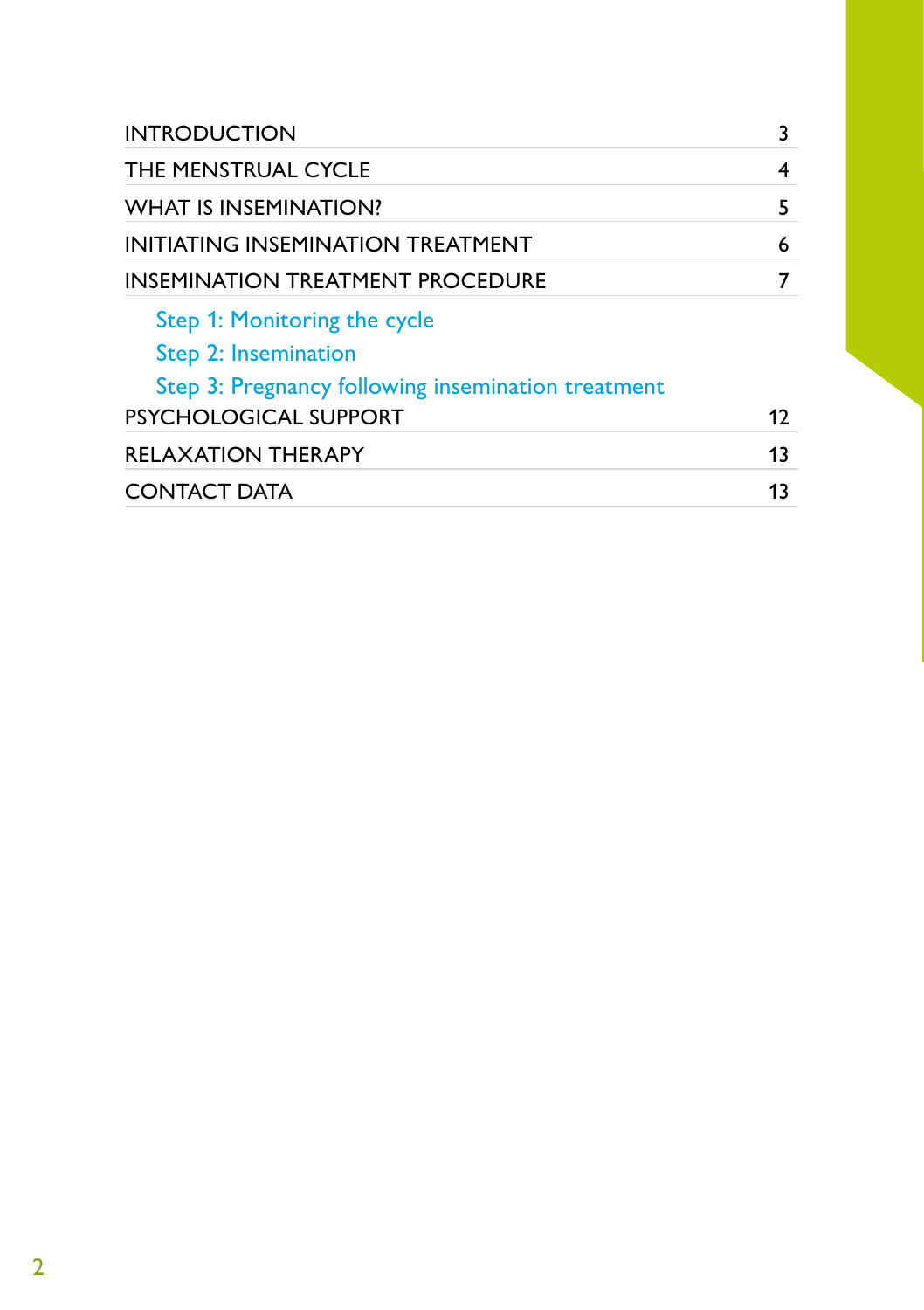| | |
|---|---|
| INTRODUCTION | 3 |
| THE MENSTRUAL CYCLE | 4 |
| WHAT IS INSEMINATION? | 5 |
| INITIATING INSEMINATION TREATMENT | 6 |
| INSEMINATION TREATMENT PROCEDURE | 7 |
| Step 1: Monitoring the cycle | |
| Step 2: Insemination | |
| Step 3: Pregnancy following insemination treatment | |
| PSYCHOLOGICAL SUPPORT | 12 |
| RELAXATION THERAPY | 13 |
| CONTACT DATA | 13 |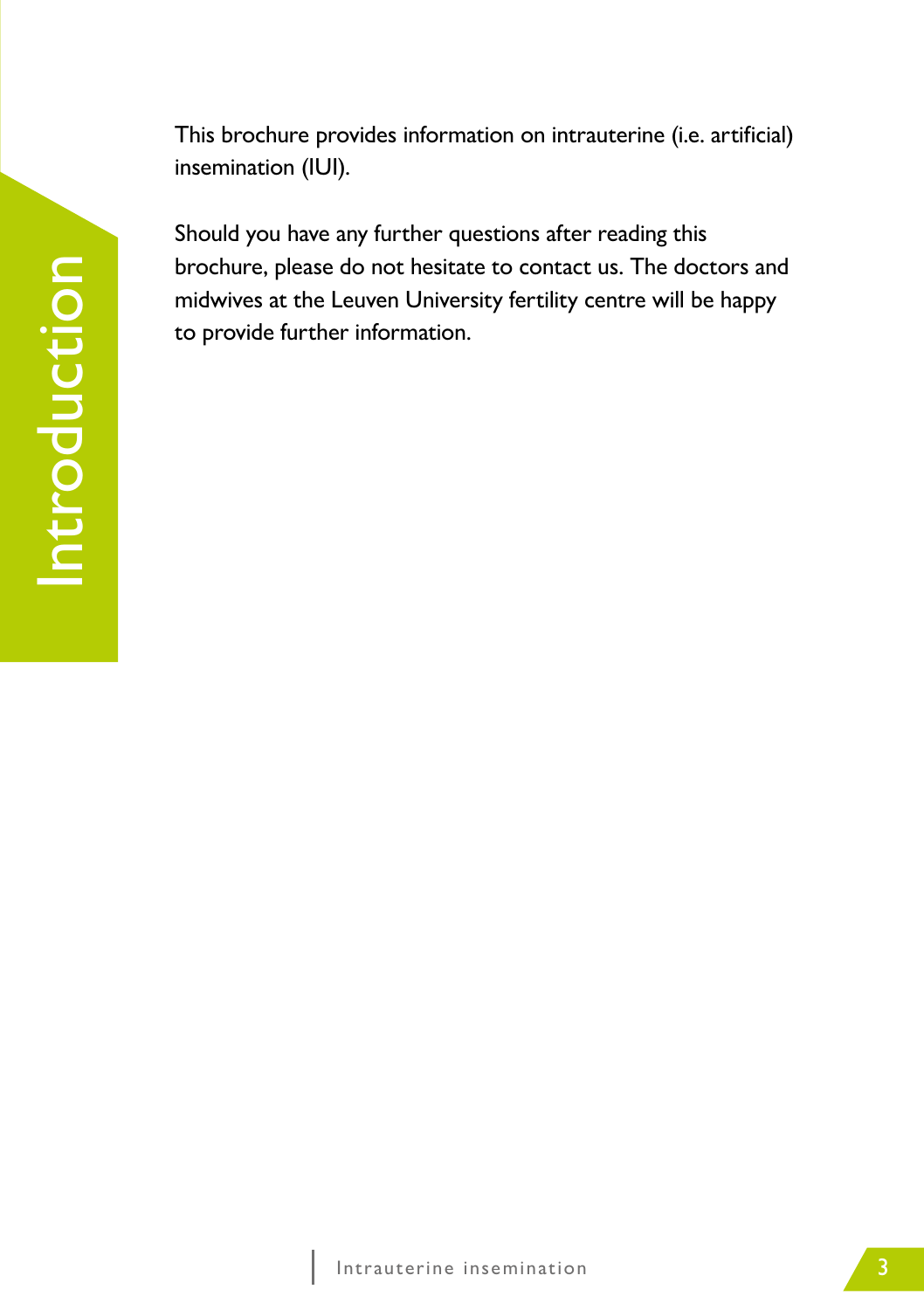# Introduction

This brochure provides information on intrauterine (i.e. artificial) insemination (IUI).

Should you have any further questions after reading this brochure, please do not hesitate to contact us. The doctors and midwives at the Leuven University fertility centre will be happy to provide further information.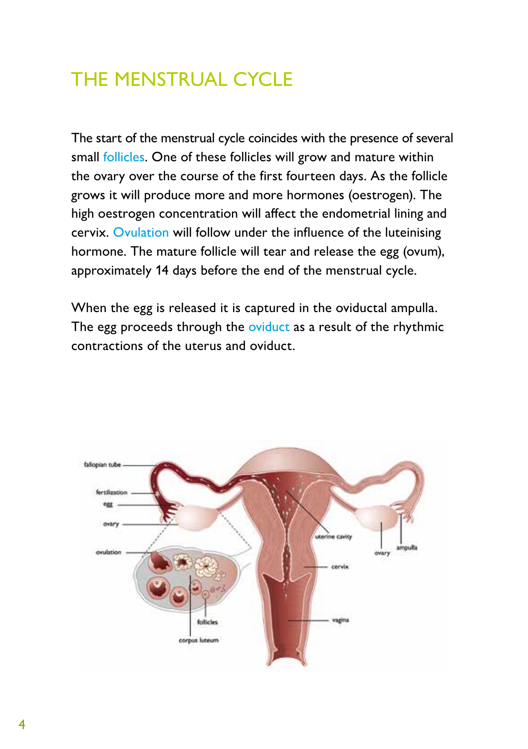# THE MENSTRUAL CYCLE

The start of the menstrual cycle coincides with the presence of several small follicles. One of these follicles will grow and mature within the ovary over the course of the first fourteen days. As the follicle grows it will produce more and more hormones (oestrogen). The high oestrogen concentration will affect the endometrial lining and cervix. Ovulation will follow under the influence of the luteinising hormone. The mature follicle will tear and release the egg (ovum), approximately 14 days before the end of the menstrual cycle.

When the egg is released it is captured in the oviductal ampulla. The egg proceeds through the oviduct as a result of the rhythmic contractions of the uterus and oviduct.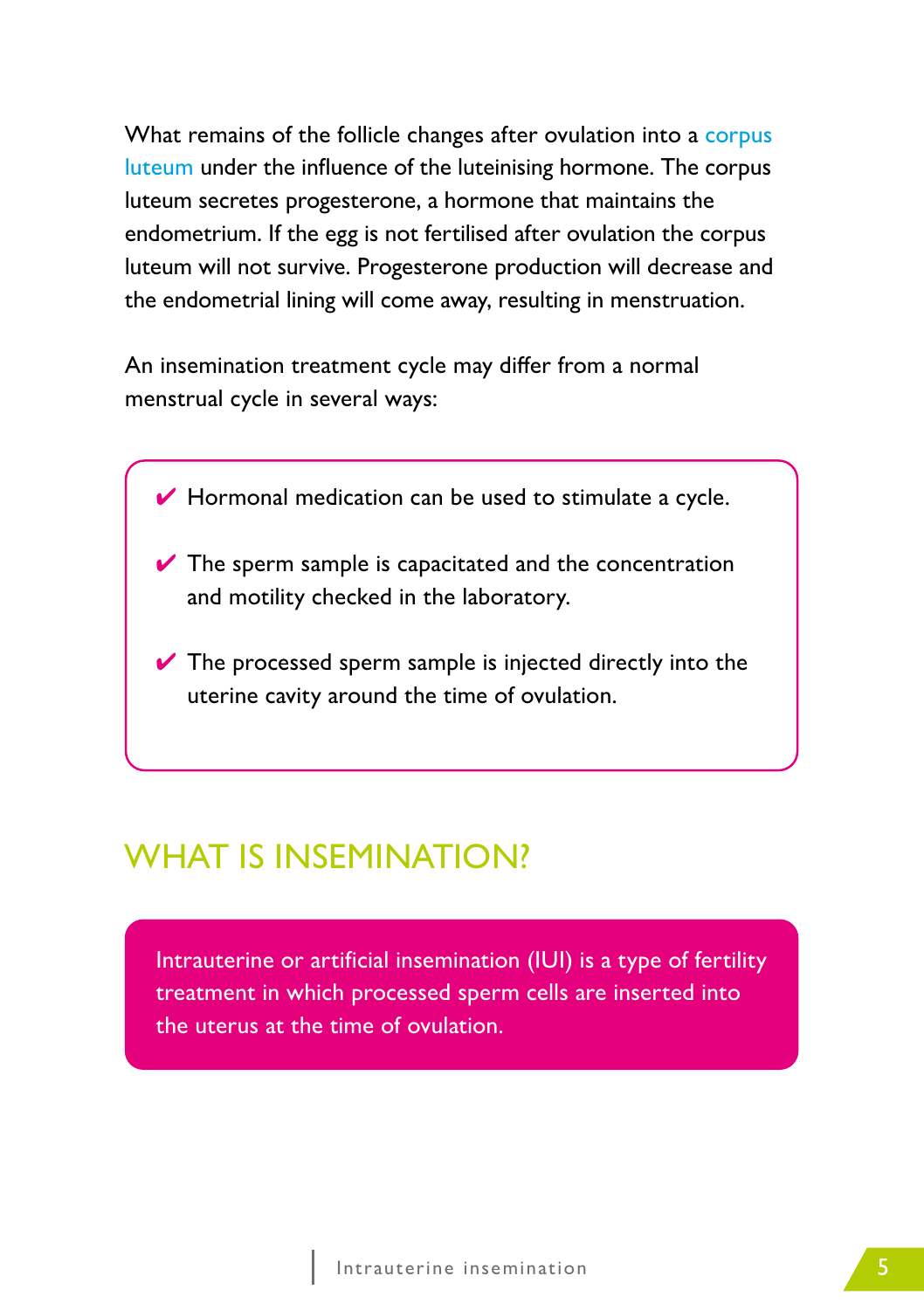What remains of the follicle changes after ovulation into a corpus luteum under the influence of the luteinising hormone. The corpus luteum secretes progesterone, a hormone that maintains the endometrium. If the egg is not fertilised after ovulation the corpus luteum will not survive. Progesterone production will decrease and the endometrial lining will come away, resulting in menstruation.

An insemination treatment cycle may differ from a normal menstrual cycle in several ways:

- ✔ Hormonal medication can be used to stimulate a cycle.
- ✔ The sperm sample is capacitated and the concentration and motility checked in the laboratory.
- ✔ The processed sperm sample is injected directly into the uterine cavity around the time of ovulation.

## WHAT IS INSEMINATION?

Intrauterine or artificial insemination (IUI) is a type of fertility treatment in which processed sperm cells are inserted into the uterus at the time of ovulation.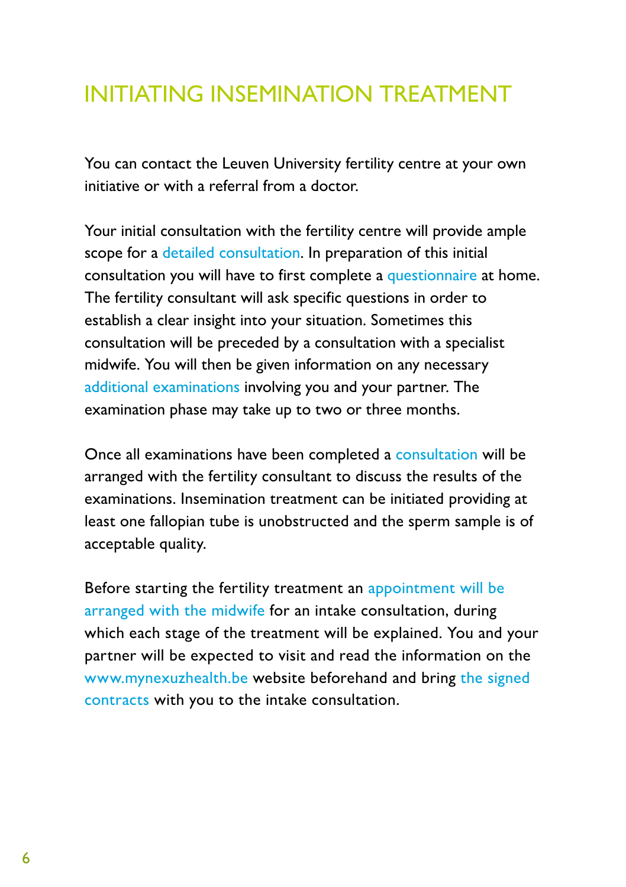# INITIATING INSEMINATION TREATMENT

You can contact the Leuven University fertility centre at your own initiative or with a referral from a doctor.

Your initial consultation with the fertility centre will provide ample scope for a detailed consultation. In preparation of this initial consultation you will have to first complete a questionnaire at home. The fertility consultant will ask specific questions in order to establish a clear insight into your situation. Sometimes this consultation will be preceded by a consultation with a specialist midwife. You will then be given information on any necessary additional examinations involving you and your partner. The examination phase may take up to two or three months.

Once all examinations have been completed a consultation will be arranged with the fertility consultant to discuss the results of the examinations. Insemination treatment can be initiated providing at least one fallopian tube is unobstructed and the sperm sample is of acceptable quality.

Before starting the fertility treatment an appointment will be arranged with the midwife for an intake consultation, during which each stage of the treatment will be explained. You and your partner will be expected to visit and read the information on the www.mynexuzhealth.be website beforehand and bring the signed contracts with you to the intake consultation.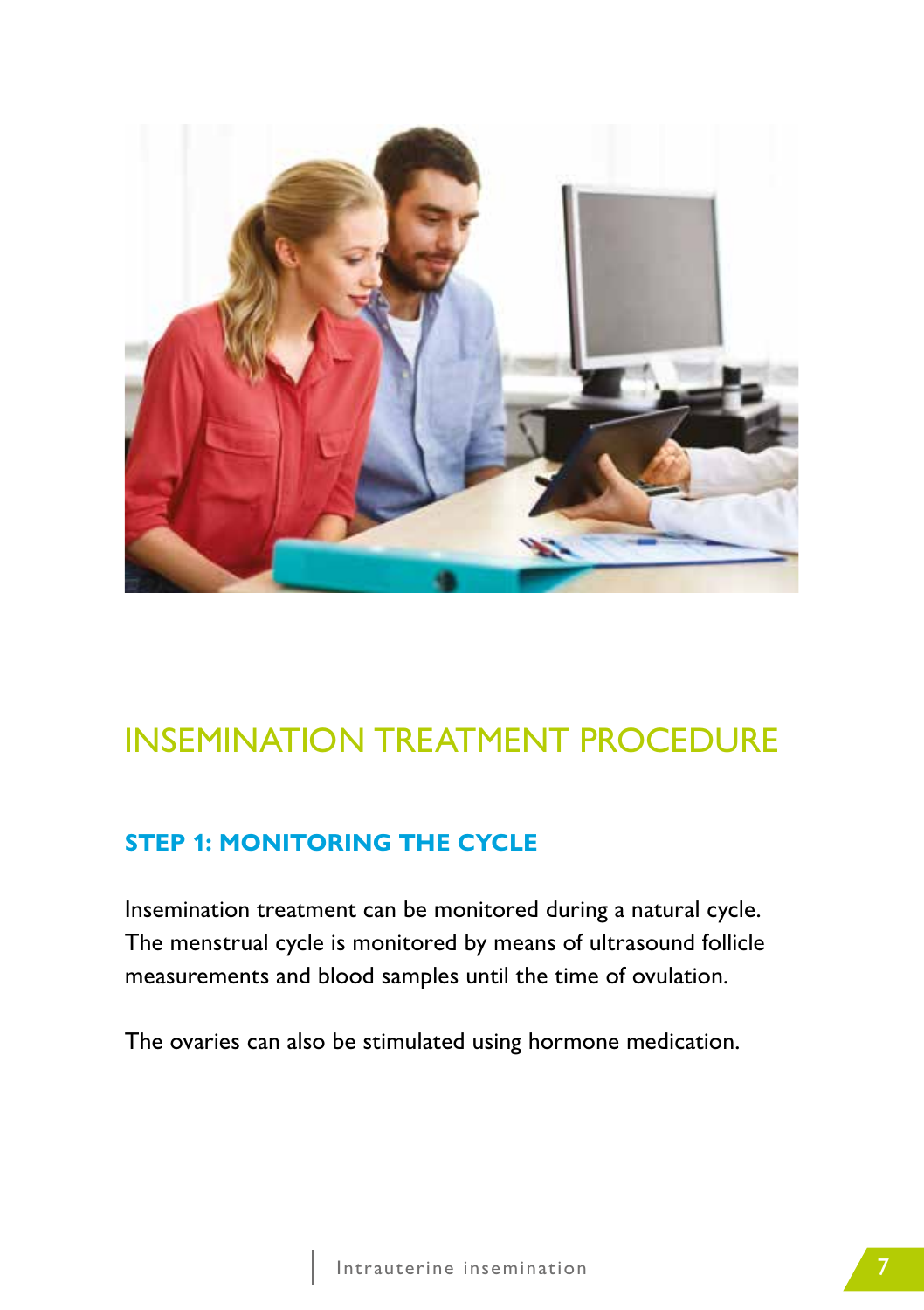# INSEMINATION TREATMENT PROCEDURE

## STEP 1: MONITORING THE CYCLE

Insemination treatment can be monitored during a natural cycle. The menstrual cycle is monitored by means of ultrasound follicle measurements and blood samples until the time of ovulation.

The ovaries can also be stimulated using hormone medication.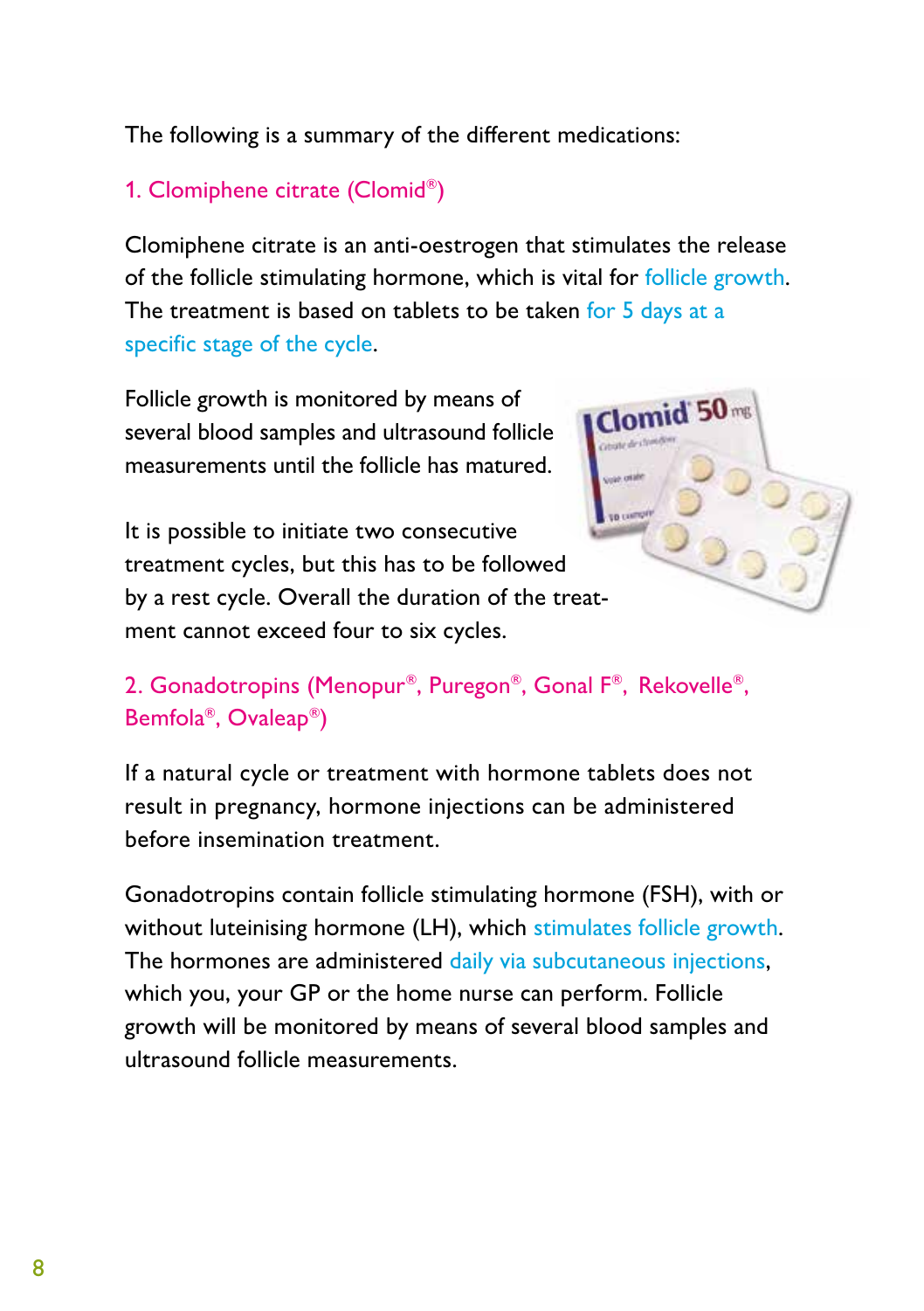The following is a summary of the different medications:

### 1. Clomiphene citrate (Clomid®)

Clomiphene citrate is an anti-oestrogen that stimulates the release of the follicle stimulating hormone, which is vital for follicle growth. The treatment is based on tablets to be taken for 5 days at a specific stage of the cycle.

Follicle growth is monitored by means of several blood samples and ultrasound follicle measurements until the follicle has matured.

It is possible to initiate two consecutive treatment cycles, but this has to be followed by a rest cycle. Overall the duration of the treatment cannot exceed four to six cycles.

### 2. Gonadotropins (Menopur®, Puregon®, Gonal F®, Rekovelle®, Bemfola®, Ovaleap®)

If a natural cycle or treatment with hormone tablets does not result in pregnancy, hormone injections can be administered before insemination treatment.

Gonadotropins contain follicle stimulating hormone (FSH), with or without luteinising hormone (LH), which stimulates follicle growth. The hormones are administered daily via subcutaneous injections, which you, your GP or the home nurse can perform. Follicle growth will be monitored by means of several blood samples and ultrasound follicle measurements.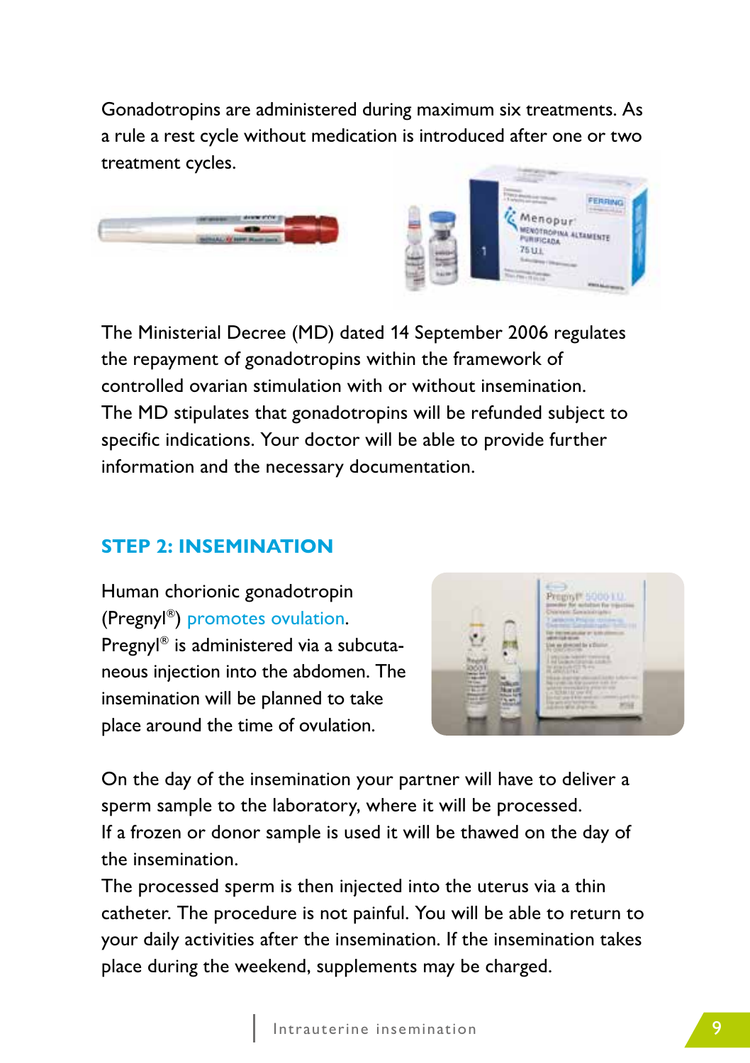Gonadotropins are administered during maximum six treatments. As a rule a rest cycle without medication is introduced after one or two treatment cycles.

The Ministerial Decree (MD) dated 14 September 2006 regulates the repayment of gonadotropins within the framework of controlled ovarian stimulation with or without insemination. The MD stipulates that gonadotropins will be refunded subject to specific indications. Your doctor will be able to provide further information and the necessary documentation.

## STEP 2: INSEMINATION

Human chorionic gonadotropin (Pregnyl®) promotes ovulation. Pregnyl® is administered via a subcutaneous injection into the abdomen. The insemination will be planned to take place around the time of ovulation.

On the day of the insemination your partner will have to deliver a sperm sample to the laboratory, where it will be processed. If a frozen or donor sample is used it will be thawed on the day of the insemination.

The processed sperm is then injected into the uterus via a thin catheter. The procedure is not painful. You will be able to return to your daily activities after the insemination. If the insemination takes place during the weekend, supplements may be charged.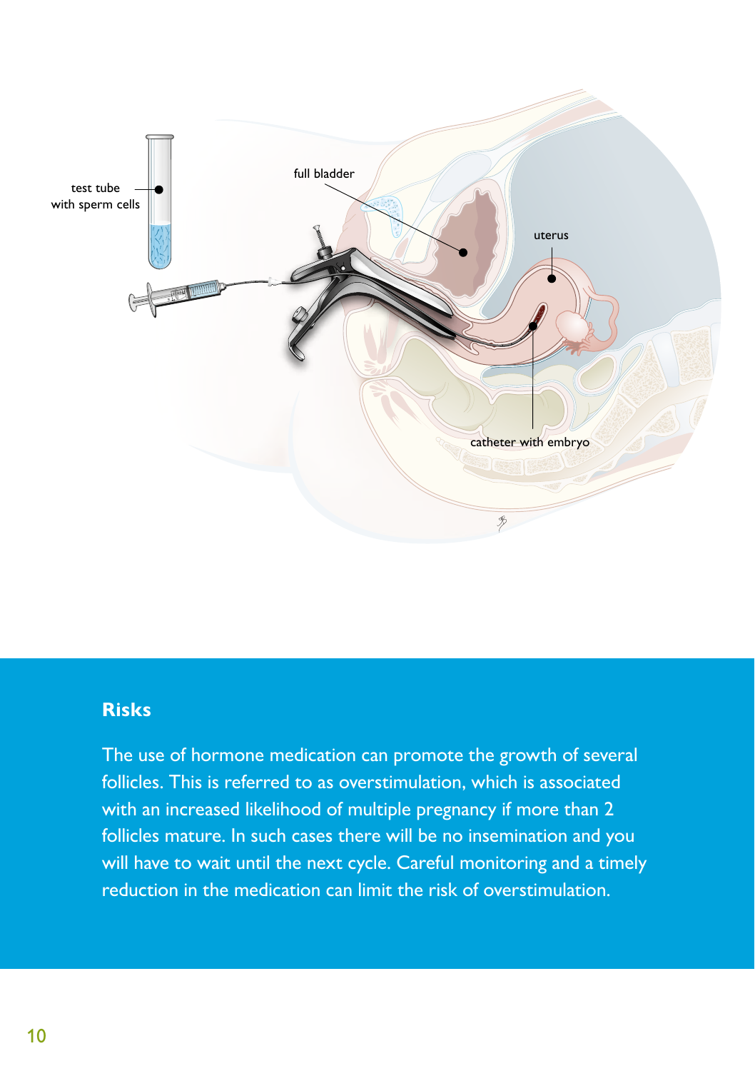test tube with sperm cells

full bladder

uterus

catheter with embryo

## Risks

The use of hormone medication can promote the growth of several follicles. This is referred to as overstimulation, which is associated with an increased likelihood of multiple pregnancy if more than 2 follicles mature. In such cases there will be no insemination and you will have to wait until the next cycle. Careful monitoring and a timely reduction in the medication can limit the risk of overstimulation.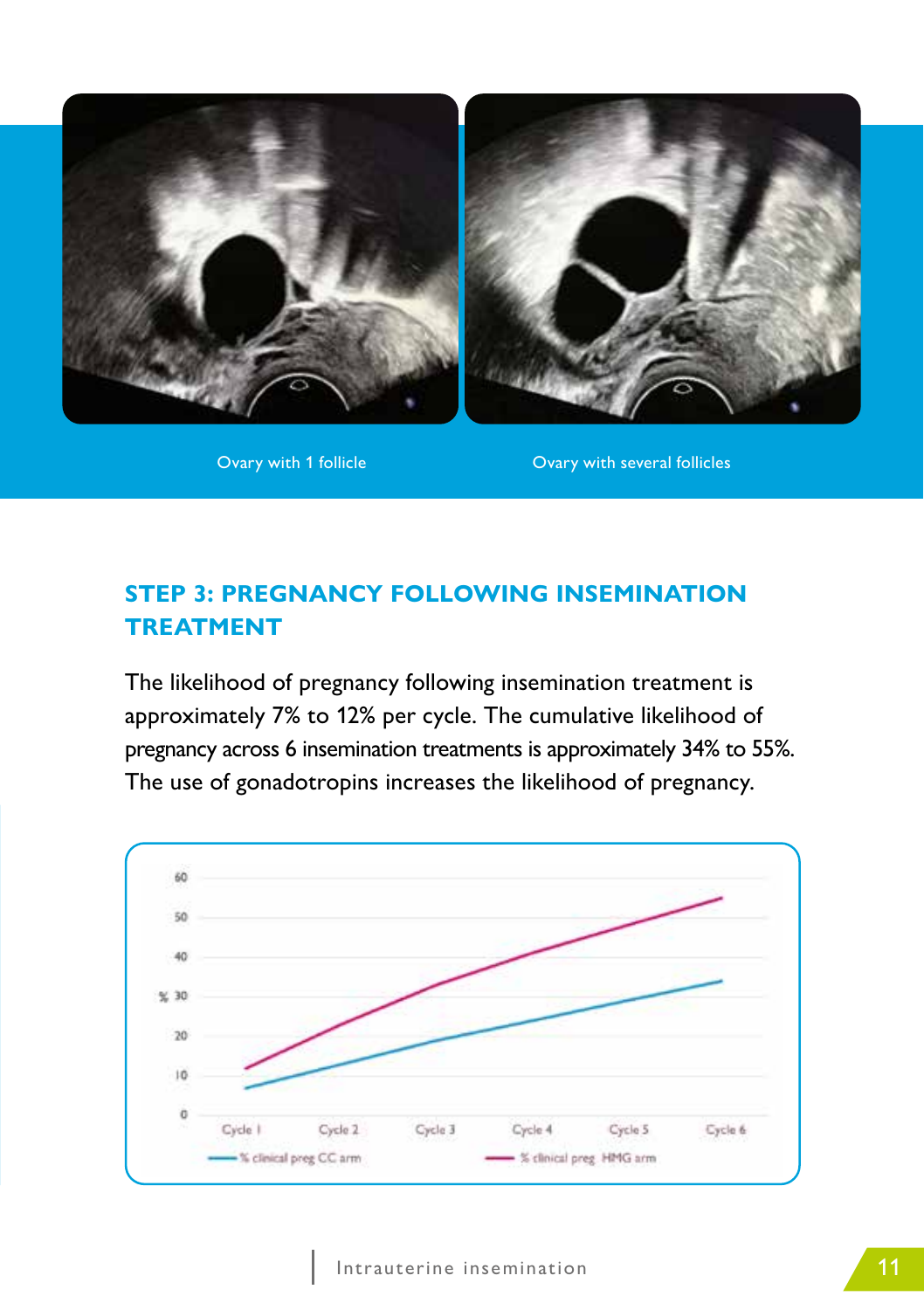Ovary with 1 follicle

Ovary with several follicles

## STEP 3: PREGNANCY FOLLOWING INSEMINATION TREATMENT

The likelihood of pregnancy following insemination treatment is approximately 7% to 12% per cycle. The cumulative likelihood of pregnancy across 6 insemination treatments is approximately 34% to 55%. The use of gonadotropins increases the likelihood of pregnancy.

% clinical preg CC arm — % clinical preg HMG arm

Cycle 1, Cycle 2, Cycle 3, Cycle 4, Cycle 5, Cycle 6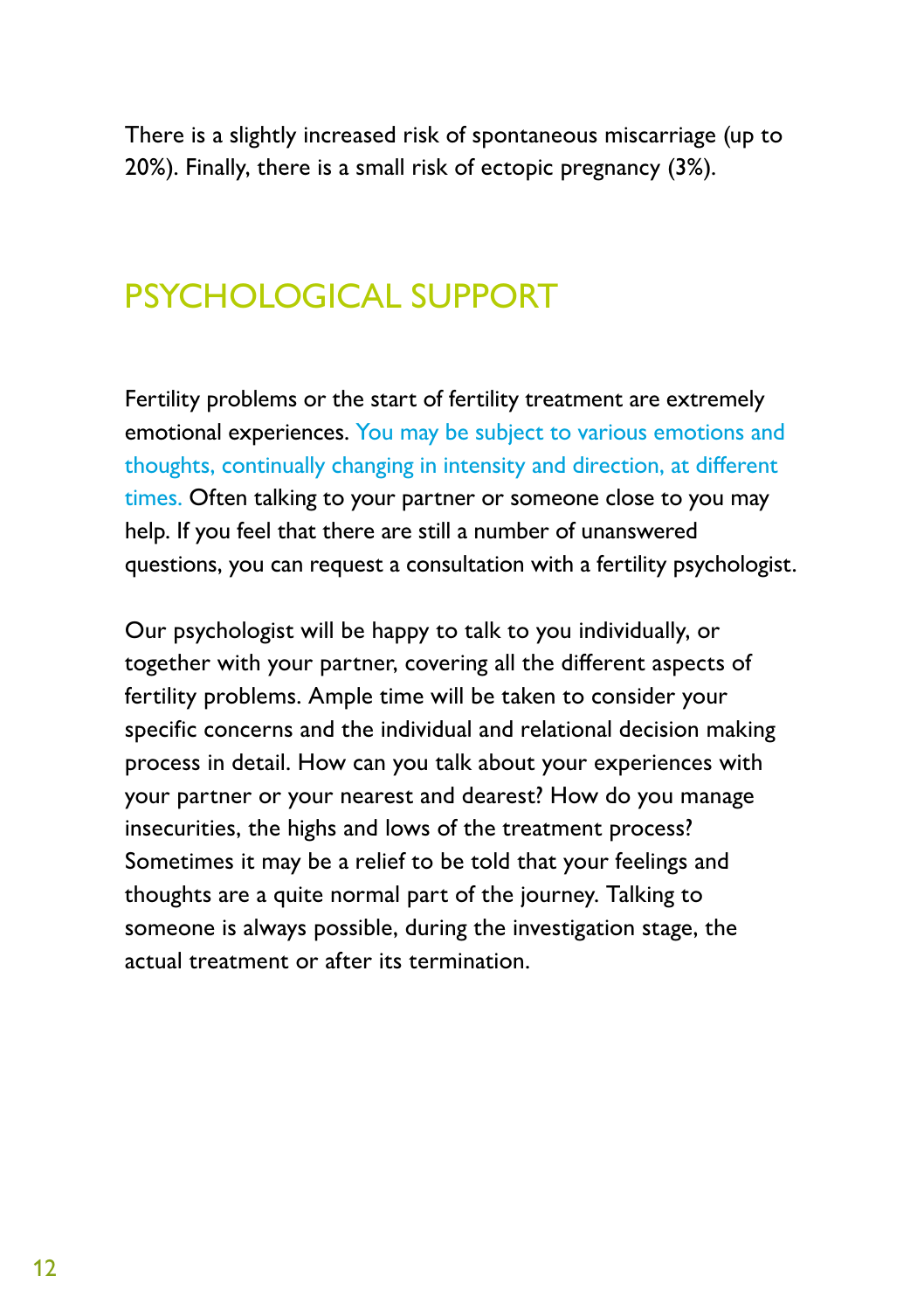There is a slightly increased risk of spontaneous miscarriage (up to 20%). Finally, there is a small risk of ectopic pregnancy (3%).

## PSYCHOLOGICAL SUPPORT

Fertility problems or the start of fertility treatment are extremely emotional experiences. You may be subject to various emotions and thoughts, continually changing in intensity and direction, at different times. Often talking to your partner or someone close to you may help. If you feel that there are still a number of unanswered questions, you can request a consultation with a fertility psychologist.

Our psychologist will be happy to talk to you individually, or together with your partner, covering all the different aspects of fertility problems. Ample time will be taken to consider your specific concerns and the individual and relational decision making process in detail. How can you talk about your experiences with your partner or your nearest and dearest? How do you manage insecurities, the highs and lows of the treatment process? Sometimes it may be a relief to be told that your feelings and thoughts are a quite normal part of the journey. Talking to someone is always possible, during the investigation stage, the actual treatment or after its termination.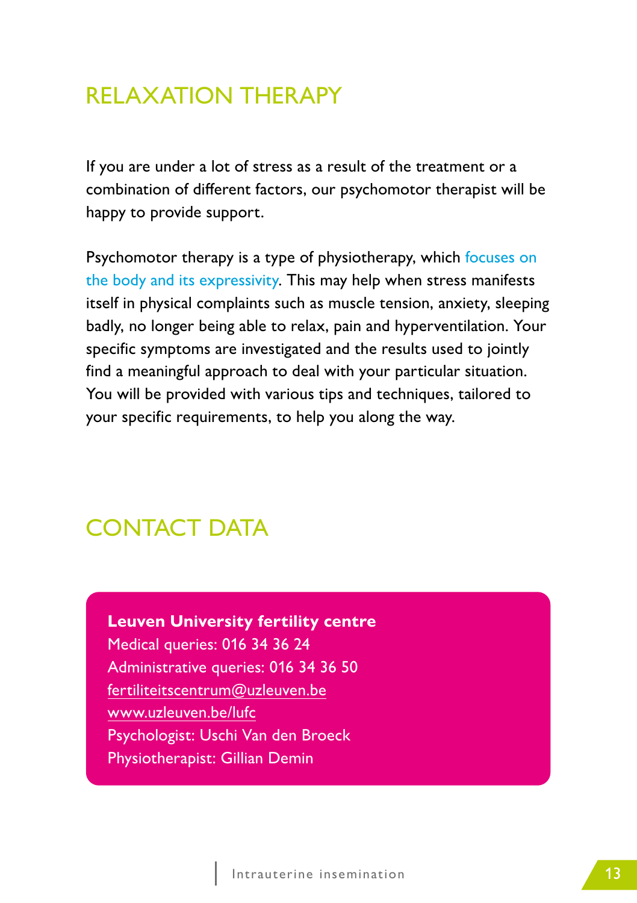## RELAXATION THERAPY

If you are under a lot of stress as a result of the treatment or a combination of different factors, our psychomotor therapist will be happy to provide support.

Psychomotor therapy is a type of physiotherapy, which focuses on the body and its expressivity. This may help when stress manifests itself in physical complaints such as muscle tension, anxiety, sleeping badly, no longer being able to relax, pain and hyperventilation. Your specific symptoms are investigated and the results used to jointly find a meaningful approach to deal with your particular situation. You will be provided with various tips and techniques, tailored to your specific requirements, to help you along the way.

## CONTACT DATA

**Leuven University fertility centre**
Medical queries: 016 34 36 24
Administrative queries: 016 34 36 50
fertiliteitscentrum@uzleuven.be
www.uzleuven.be/lufc
Psychologist: Uschi Van den Broeck
Physiotherapist: Gillian Demin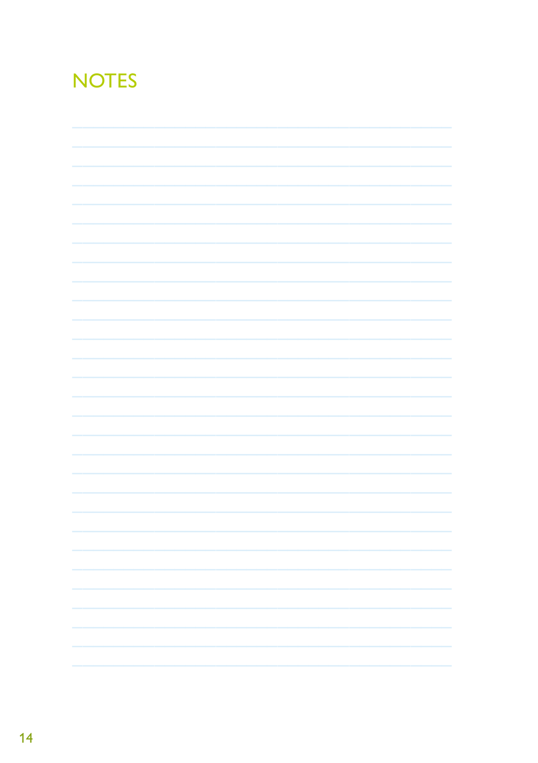# NOTES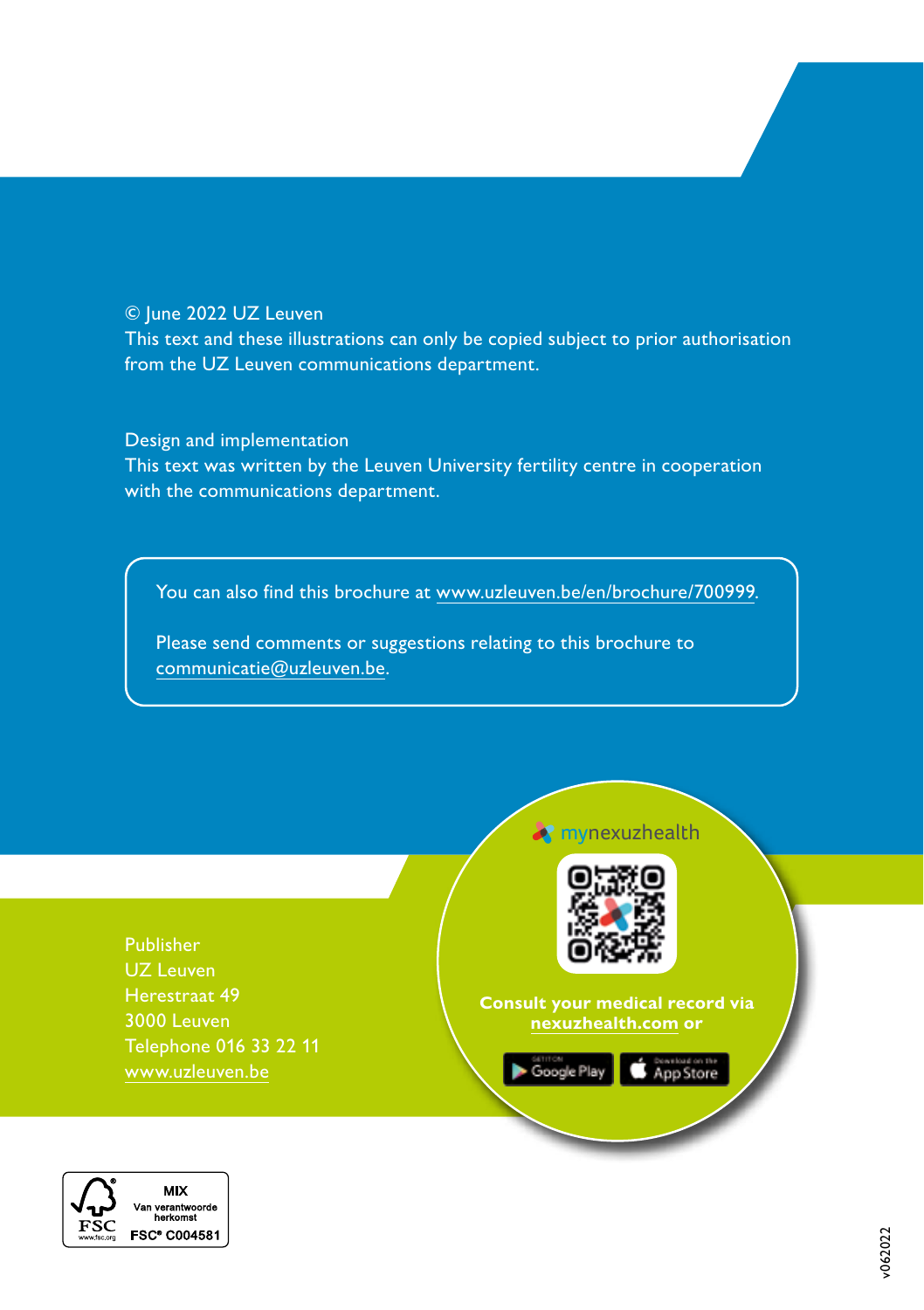© June 2022 UZ Leuven
This text and these illustrations can only be copied subject to prior authorisation from the UZ Leuven communications department.

Design and implementation
This text was written by the Leuven University fertility centre in cooperation with the communications department.

You can also find this brochure at www.uzleuven.be/en/brochure/700999.

Please send comments or suggestions relating to this brochure to communicatie@uzleuven.be.

mynexuzhealth

**Consult your medical record via nexuzhealth.com or**

Google Play | App Store

Publisher
UZ Leuven
Herestraat 49
3000 Leuven
Telephone 016 33 22 11
www.uzleuven.be

FSC
MIX
Van verantwoorde herkomst
FSC® C004581
www.fsc.org

v062022